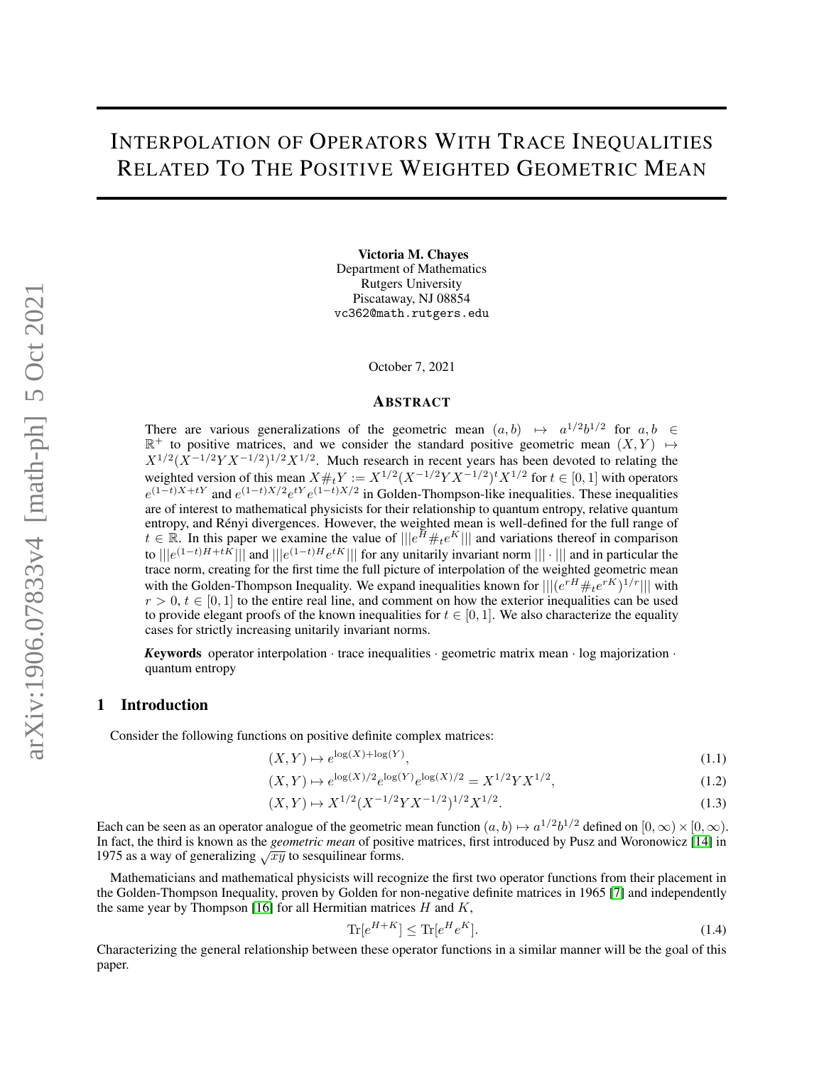# Interpolation of Operators With Trace Inequalities Related To The Positive Weighted Geometric Mean

**Victoria M. Chayes**
Department of Mathematics
Rutgers University
Piscataway, NJ 08854
vc362@math.rutgers.edu

October 7, 2021

## Abstract

There are various generalizations of the geometric mean $(a, b) \mapsto a^{1/2}b^{1/2}$ for $a, b \in \mathbb{R}^+$ to positive matrices, and we consider the standard positive geometric mean $(X, Y) \mapsto X^{1/2}(X^{-1/2}YX^{-1/2})^{1/2}X^{1/2}$. Much research in recent years has been devoted to relating the weighted version of this mean $X\#_tY := X^{1/2}(X^{-1/2}YX^{-1/2})^tX^{1/2}$ for $t \in [0, 1]$ with operators $e^{(1-t)X+tY}$ and $e^{(1-t)X/2}e^{tY}e^{(1-t)X/2}$ in Golden-Thompson-like inequalities. These inequalities are of interest to mathematical physicists for their relationship to quantum entropy, relative quantum entropy, and Rényi divergences. However, the weighted mean is well-defined for the full range of $t \in \mathbb{R}$. In this paper we examine the value of $|||e^H\#_te^K|||$ and variations thereof in comparison to $|||e^{(1-t)H+tK}|||$ and $|||e^{(1-t)H}e^{tK}|||$ for any unitarily invariant norm $|||\cdot|||$ and in particular the trace norm, creating for the first time the full picture of interpolation of the weighted geometric mean with the Golden-Thompson Inequality. We expand inequalities known for $|||(e^{rH}\#_te^{rK})^{1/r}|||$ with $r > 0$, $t \in [0, 1]$ to the entire real line, and comment on how the exterior inequalities can be used to provide elegant proofs of the known inequalities for $t \in [0, 1]$. We also characterize the equality cases for strictly increasing unitarily invariant norms.

***Keywords*** operator interpolation · trace inequalities · geometric matrix mean · log majorization · quantum entropy

## 1 Introduction

Consider the following functions on positive definite complex matrices:

$$(X, Y) \mapsto e^{\log(X)+\log(Y)}, \tag{1.1}$$

$$(X, Y) \mapsto e^{\log(X)/2}e^{\log(Y)}e^{\log(X)/2} = X^{1/2}YX^{1/2}, \tag{1.2}$$

$$(X, Y) \mapsto X^{1/2}(X^{-1/2}YX^{-1/2})^{1/2}X^{1/2}. \tag{1.3}$$

Each can be seen as an operator analogue of the geometric mean function $(a, b) \mapsto a^{1/2}b^{1/2}$ defined on $[0, \infty) \times [0, \infty)$. In fact, the third is known as the *geometric mean* of positive matrices, first introduced by Pusz and Woronowicz [14] in 1975 as a way of generalizing $\sqrt{xy}$ to sesquilinear forms.

Mathematicians and mathematical physicists will recognize the first two operator functions from their placement in the Golden-Thompson Inequality, proven by Golden for non-negative definite matrices in 1965 [7] and independently the same year by Thompson [16] for all Hermitian matrices $H$ and $K$,

$$\mathrm{Tr}[e^{H+K}] \leq \mathrm{Tr}[e^He^K]. \tag{1.4}$$

Characterizing the general relationship between these operator functions in a similar manner will be the goal of this paper.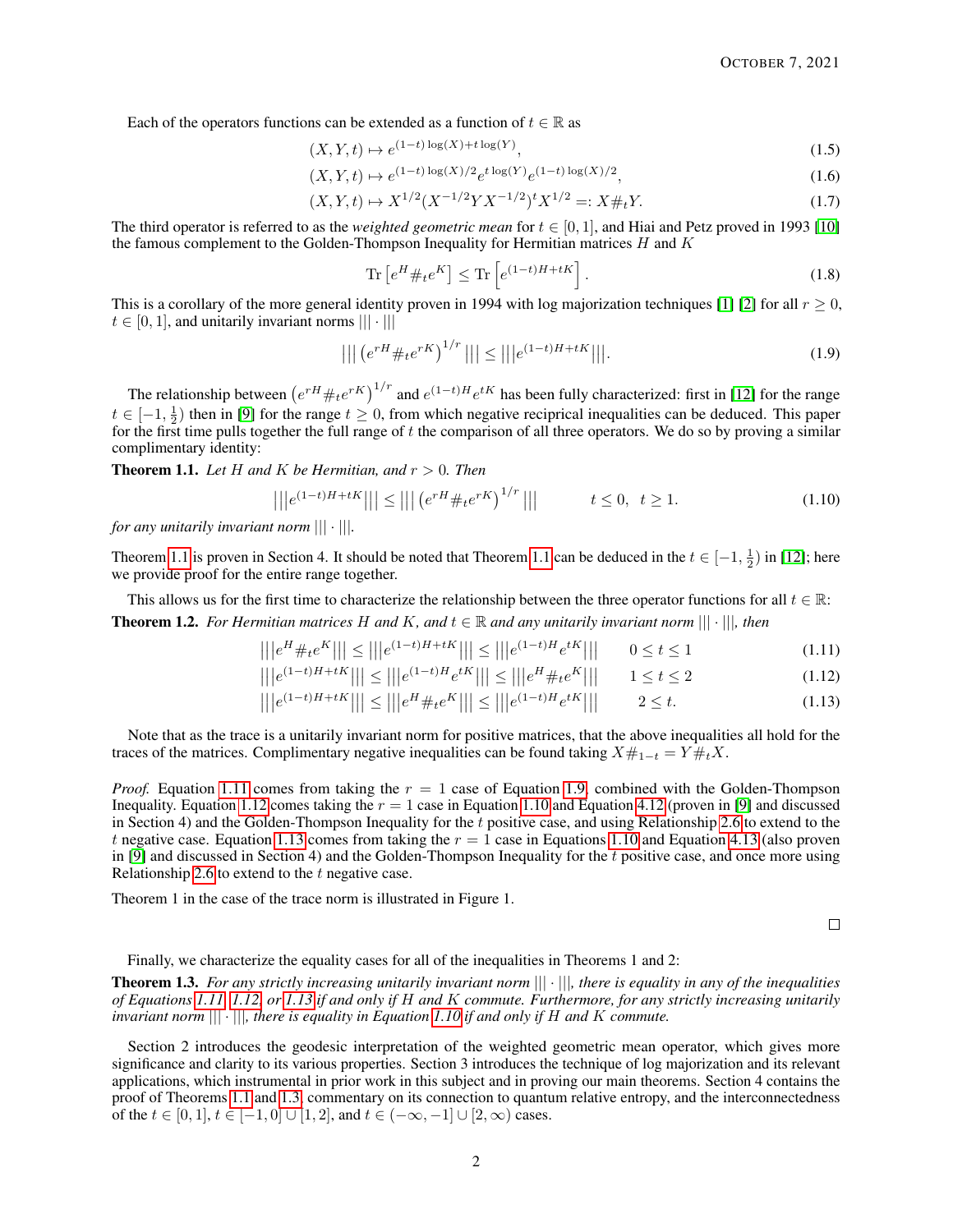Each of the operators functions can be extended as a function of $t \in \mathbb{R}$ as

$$(X, Y, t) \mapsto e^{(1-t)\log(X)+t\log(Y)}, \tag{1.5}$$

$$(X, Y, t) \mapsto e^{(1-t)\log(X)/2} e^{t\log(Y)} e^{(1-t)\log(X)/2}, \tag{1.6}$$

$$(X, Y, t) \mapsto X^{1/2}(X^{-1/2}YX^{-1/2})^t X^{1/2} =: X\#_t Y. \tag{1.7}$$

The third operator is referred to as the *weighted geometric mean* for $t \in [0, 1]$, and Hiai and Petz proved in 1993 [10] the famous complement to the Golden-Thompson Inequality for Hermitian matrices $H$ and $K$

$$\text{Tr}\left[e^H \#_t e^K\right] \leq \text{Tr}\left[e^{(1-t)H+tK}\right]. \tag{1.8}$$

This is a corollary of the more general identity proven in 1994 with log majorization techniques [1] [2] for all $r \geq 0$, $t \in [0, 1]$, and unitarily invariant norms $|||\cdot|||$

$$|||\left(e^{rH}\#_t e^{rK}\right)^{1/r}||| \leq |||e^{(1-t)H+tK}|||. \tag{1.9}$$

The relationship between $\left(e^{rH}\#_t e^{rK}\right)^{1/r}$ and $e^{(1-t)H}e^{tK}$ has been fully characterized: first in [12] for the range $t \in [-1, \frac{1}{2})$ then in [9] for the range $t \geq 0$, from which negative reciprical inequalities can be deduced. This paper for the first time pulls together the full range of $t$ the comparison of all three operators. We do so by proving a similar complimentary identity:

**Theorem 1.1.** *Let $H$ and $K$ be Hermitian, and $r > 0$. Then*

$$|||e^{(1-t)H+tK}||| \leq |||\left(e^{rH}\#_t e^{rK}\right)^{1/r}||| \qquad t \leq 0, \;\; t \geq 1. \tag{1.10}$$

*for any unitarily invariant norm $|||\cdot|||$.*

Theorem 1.1 is proven in Section 4. It should be noted that Theorem 1.1 can be deduced in the $t \in [-1, \frac{1}{2})$ in [12]; here we provide proof for the entire range together.

This allows us for the first time to characterize the relationship between the three operator functions for all $t \in \mathbb{R}$:

**Theorem 1.2.** *For Hermitian matrices $H$ and $K$, and $t \in \mathbb{R}$ and any unitarily invariant norm $|||\cdot|||$, then*

$$|||e^H\#_t e^K||| \leq |||e^{(1-t)H+tK}||| \leq |||e^{(1-t)H}e^{tK}||| \qquad 0 \leq t \leq 1 \tag{1.11}$$

$$|||e^{(1-t)H+tK}||| \leq |||e^{(1-t)H}e^{tK}||| \leq |||e^H\#_t e^K||| \qquad 1 \leq t \leq 2 \tag{1.12}$$

$$|||e^{(1-t)H+tK}||| \leq |||e^H\#_t e^K||| \leq |||e^{(1-t)H}e^{tK}||| \qquad 2 \leq t. \tag{1.13}$$

Note that as the trace is a unitarily invariant norm for positive matrices, that the above inequalities all hold for the traces of the matrices. Complimentary negative inequalities can be found taking $X\#_{1-t} = Y\#_t X$.

*Proof.* Equation 1.11 comes from taking the $r = 1$ case of Equation 1.9, combined with the Golden-Thompson Inequality. Equation 1.12 comes taking the $r = 1$ case in Equation 1.10 and Equation 4.12 (proven in [9] and discussed in Section 4) and the Golden-Thompson Inequality for the $t$ positive case, and using Relationship 2.6 to extend to the $t$ negative case. Equation 1.13 comes from taking the $r = 1$ case in Equations 1.10 and Equation 4.13 (also proven in [9] and discussed in Section 4) and the Golden-Thompson Inequality for the $t$ positive case, and once more using Relationship 2.6 to extend to the $t$ negative case.

Theorem 1 in the case of the trace norm is illustrated in Figure 1.

□

Finally, we characterize the equality cases for all of the inequalities in Theorems 1 and 2:

**Theorem 1.3.** *For any strictly increasing unitarily invariant norm $|||\cdot|||$, there is equality in any of the inequalities of Equations 1.11, 1.12, or 1.13 if and only if $H$ and $K$ commute. Furthermore, for any strictly increasing unitarily invariant norm $|||\cdot|||$, there is equality in Equation 1.10 if and only if $H$ and $K$ commute.*

Section 2 introduces the geodesic interpretation of the weighted geometric mean operator, which gives more significance and clarity to its various properties. Section 3 introduces the technique of log majorization and its relevant applications, which instrumental in prior work in this subject and in proving our main theorems. Section 4 contains the proof of Theorems 1.1 and 1.3, commentary on its connection to quantum relative entropy, and the interconnectedness of the $t \in [0, 1]$, $t \in [-1, 0] \cup [1, 2]$, and $t \in (-\infty, -1] \cup [2, \infty)$ cases.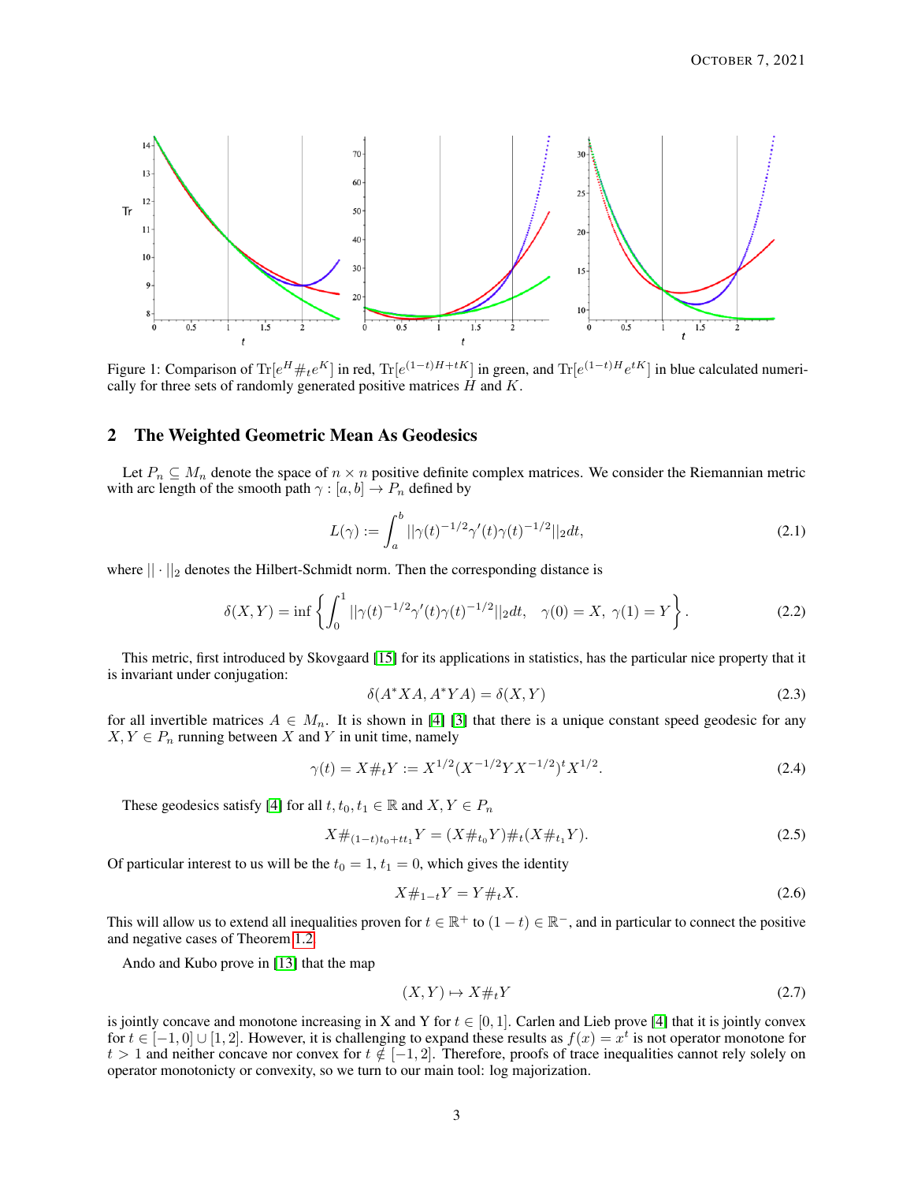Figure 1: Comparison of $\mathrm{Tr}[e^H \#_t e^K]$ in red, $\mathrm{Tr}[e^{(1-t)H+tK}]$ in green, and $\mathrm{Tr}[e^{(1-t)H}e^{tK}]$ in blue calculated numerically for three sets of randomly generated positive matrices $H$ and $K$.

## 2 The Weighted Geometric Mean As Geodesics

Let $P_n \subseteq M_n$ denote the space of $n \times n$ positive definite complex matrices. We consider the Riemannian metric with arc length of the smooth path $\gamma : [a, b] \to P_n$ defined by

$$L(\gamma) := \int_a^b ||\gamma(t)^{-1/2}\gamma'(t)\gamma(t)^{-1/2}||_2 dt, \tag{2.1}$$

where $|| \cdot ||_2$ denotes the Hilbert-Schmidt norm. Then the corresponding distance is

$$\delta(X, Y) = \inf \left\{ \int_0^1 ||\gamma(t)^{-1/2}\gamma'(t)\gamma(t)^{-1/2}||_2 dt, \quad \gamma(0) = X, \ \gamma(1) = Y \right\}. \tag{2.2}$$

This metric, first introduced by Skovgaard [15] for its applications in statistics, has the particular nice property that it is invariant under conjugation:

$$\delta(A^*XA, A^*YA) = \delta(X, Y) \tag{2.3}$$

for all invertible matrices $A \in M_n$. It is shown in [4] [3] that there is a unique constant speed geodesic for any $X, Y \in P_n$ running between $X$ and $Y$ in unit time, namely

$$\gamma(t) = X\#_t Y := X^{1/2}(X^{-1/2}YX^{-1/2})^t X^{1/2}. \tag{2.4}$$

These geodesics satisfy [4] for all $t, t_0, t_1 \in \mathbb{R}$ and $X, Y \in P_n$

$$X\#_{(1-t)t_0+tt_1} Y = (X\#_{t_0} Y)\#_t (X\#_{t_1} Y). \tag{2.5}$$

Of particular interest to us will be the $t_0 = 1, t_1 = 0$, which gives the identity

$$X\#_{1-t} Y = Y\#_t X. \tag{2.6}$$

This will allow us to extend all inequalities proven for $t \in \mathbb{R}^+$ to $(1 - t) \in \mathbb{R}^-$, and in particular to connect the positive and negative cases of Theorem 1.2.

Ando and Kubo prove in [13] that the map

$$(X, Y) \mapsto X\#_t Y \tag{2.7}$$

is jointly concave and monotone increasing in X and Y for $t \in [0, 1]$. Carlen and Lieb prove [4] that it is jointly convex for $t \in [-1, 0] \cup [1, 2]$. However, it is challenging to expand these results as $f(x) = x^t$ is not operator monotone for $t > 1$ and neither concave nor convex for $t \notin [-1, 2]$. Therefore, proofs of trace inequalities cannot rely solely on operator monotonicty or convexity, so we turn to our main tool: log majorization.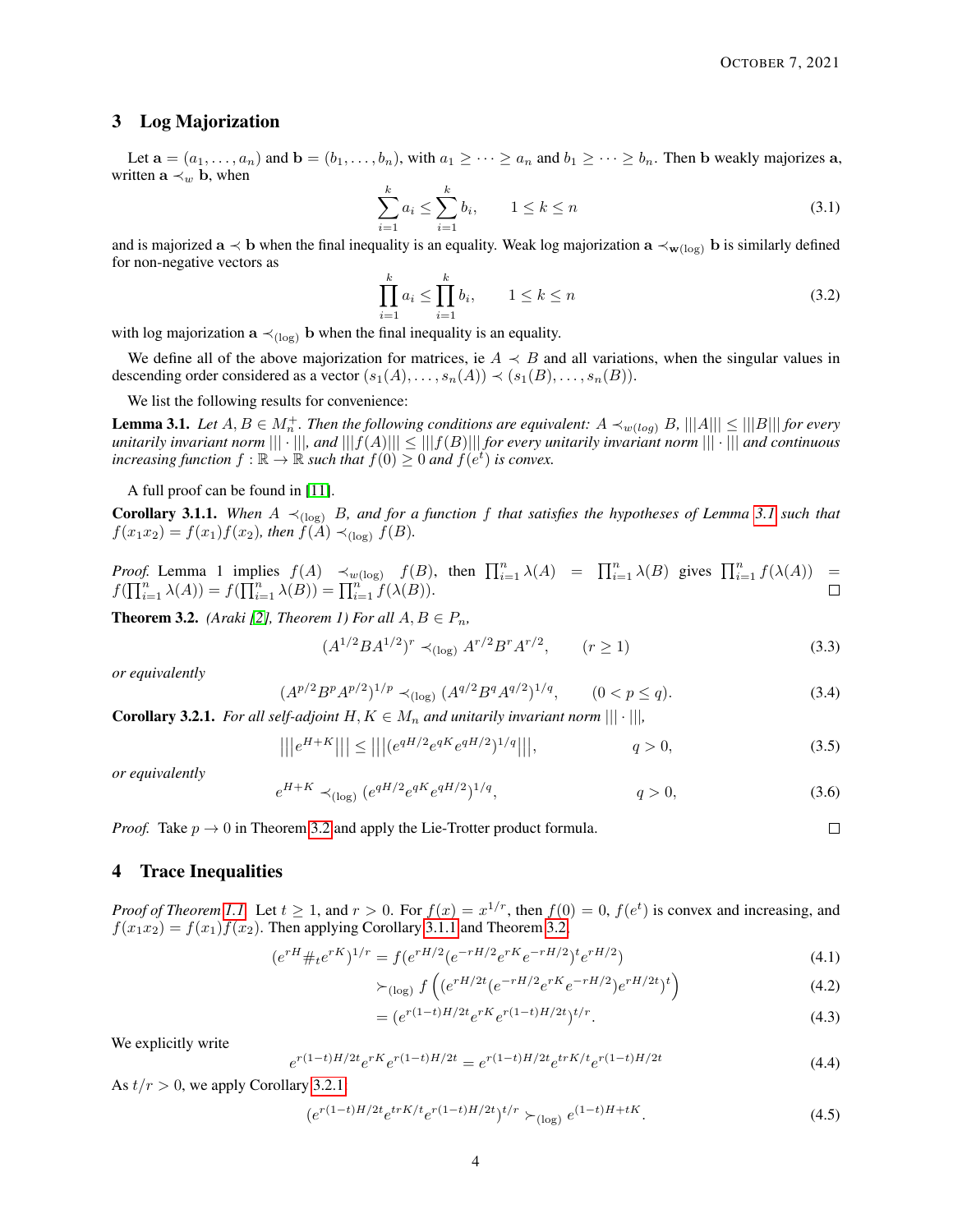## 3 Log Majorization

Let $\mathbf{a} = (a_1, \dots, a_n)$ and $\mathbf{b} = (b_1, \dots, b_n)$, with $a_1 \geq \cdots \geq a_n$ and $b_1 \geq \cdots \geq b_n$. Then $\mathbf{b}$ weakly majorizes $\mathbf{a}$, written $\mathbf{a} \prec_w \mathbf{b}$, when

$$\sum_{i=1}^{k} a_i \leq \sum_{i=1}^{k} b_i, \qquad 1 \leq k \leq n \tag{3.1}$$

and is majorized $\mathbf{a} \prec \mathbf{b}$ when the final inequality is an equality. Weak log majorization $\mathbf{a} \prec_{\mathbf{w}(\log)} \mathbf{b}$ is similarly defined for non-negative vectors as

$$\prod_{i=1}^{k} a_i \leq \prod_{i=1}^{k} b_i, \qquad 1 \leq k \leq n \tag{3.2}$$

with log majorization $\mathbf{a} \prec_{(\log)} \mathbf{b}$ when the final inequality is an equality.

We define all of the above majorization for matrices, ie $A \prec B$ and all variations, when the singular values in descending order considered as a vector $(s_1(A), \dots, s_n(A)) \prec (s_1(B), \dots, s_n(B))$.

We list the following results for convenience:

**Lemma 3.1.** *Let $A, B \in M_n^+$. Then the following conditions are equivalent: $A \prec_{w(log)} B$, $|||A||| \leq |||B|||$ for every unitarily invariant norm $|||\cdot|||$, and $|||f(A)||| \leq |||f(B)|||$ for every unitarily invariant norm $|||\cdot|||$ and continuous increasing function $f : \mathbb{R} \to \mathbb{R}$ such that $f(0) \geq 0$ and $f(e^t)$ is convex.*

A full proof can be found in [11].

**Corollary 3.1.1.** *When $A \prec_{(\log)} B$, and for a function $f$ that satisfies the hypotheses of Lemma 3.1 such that $f(x_1 x_2) = f(x_1)f(x_2)$, then $f(A) \prec_{(\log)} f(B)$.*

*Proof.* Lemma 1 implies $f(A) \prec_{w(\log)} f(B)$, then $\prod_{i=1}^n \lambda(A) = \prod_{i=1}^n \lambda(B)$ gives $\prod_{i=1}^n f(\lambda(A)) = f(\prod_{i=1}^n \lambda(A)) = f(\prod_{i=1}^n \lambda(B)) = \prod_{i=1}^n f(\lambda(B))$. □

**Theorem 3.2.** *(Araki [2], Theorem 1) For all $A, B \in P_n$,*

$$(A^{1/2}BA^{1/2})^r \prec_{(\log)} A^{r/2}B^r A^{r/2}, \qquad (r \geq 1) \tag{3.3}$$

*or equivalently*

$$(A^{p/2}B^p A^{p/2})^{1/p} \prec_{(\log)} (A^{q/2}B^q A^{q/2})^{1/q}, \qquad (0 < p \leq q). \tag{3.4}$$

**Corollary 3.2.1.** *For all self-adjoint $H, K \in M_n$ and unitarily invariant norm $|||\cdot|||$,*

$$\left|\left|\left|e^{H+K}\right|\right|\right| \leq \left|\left|\left|(e^{qH/2}e^{qK}e^{qH/2})^{1/q}\right|\right|\right|, \qquad q > 0, \tag{3.5}$$

*or equivalently*

$$e^{H+K} \prec_{(\log)} (e^{qH/2}e^{qK}e^{qH/2})^{1/q}, \qquad q > 0, \tag{3.6}$$

*Proof.* Take $p \to 0$ in Theorem 3.2 and apply the Lie-Trotter product formula. □

## 4 Trace Inequalities

*Proof of Theorem 1.1.* Let $t \geq 1$, and $r > 0$. For $f(x) = x^{1/r}$, then $f(0) = 0$, $f(e^t)$ is convex and increasing, and $f(x_1 x_2) = f(x_1)f(x_2)$. Then applying Corollary 3.1.1 and Theorem 3.2

$$(e^{rH}\#_t e^{rK})^{1/r} = f(e^{rH/2}(e^{-rH/2}e^{rK}e^{-rH/2})^t e^{rH/2}) \tag{4.1}$$

$$\succ_{(\log)} f\left((e^{rH/2t}(e^{-rH/2}e^{rK}e^{-rH/2})e^{rH/2t})^t\right) \tag{4.2}$$

$$= (e^{r(1-t)H/2t}e^{rK}e^{r(1-t)H/2t})^{t/r}. \tag{4.3}$$

We explicitly write

$$e^{r(1-t)H/2t}e^{rK}e^{r(1-t)H/2t} = e^{r(1-t)H/2t}e^{trK/t}e^{r(1-t)H/2t} \tag{4.4}$$

As $t/r > 0$, we apply Corollary 3.2.1

$$(e^{r(1-t)H/2t}e^{trK/t}e^{r(1-t)H/2t})^{t/r} \succ_{(\log)} e^{(1-t)H+tK}. \tag{4.5}$$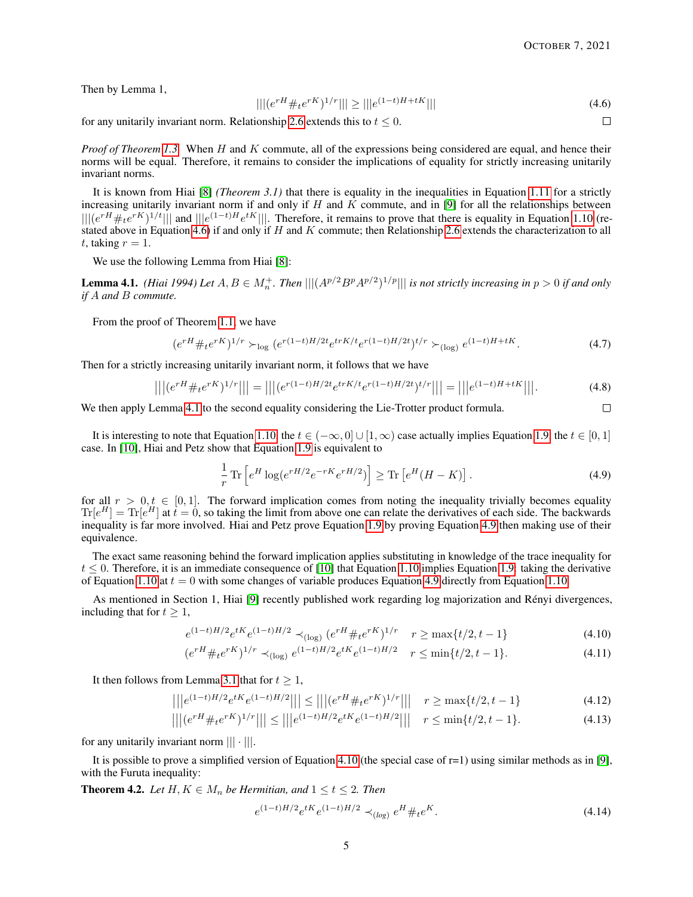Then by Lemma 1,

$$|||(e^{rH}\#_t e^{rK})^{1/r}||| \geq |||e^{(1-t)H+tK}||| \tag{4.6}$$

for any unitarily invariant norm. Relationship 2.6 extends this to $t \leq 0$. ◻

*Proof of Theorem 1.3* When $H$ and $K$ commute, all of the expressions being considered are equal, and hence their norms will be equal. Therefore, it remains to consider the implications of equality for strictly increasing unitarily invariant norms.

It is known from Hiai [8] *(Theorem 3.1)* that there is equality in the inequalities in Equation 1.11 for a strictly increasing unitarily invariant norm if and only if $H$ and $K$ commute, and in [9] for all the relationships between $|||(e^{rH}\#_t e^{rK})^{1/t}|||$ and $|||e^{(1-t)H}e^{tK}|||$. Therefore, it remains to prove that there is equality in Equation 1.10 (restated above in Equation 4.6) if and only if $H$ and $K$ commute; then Relationship 2.6 extends the characterization to all $t$, taking $r = 1$.

We use the following Lemma from Hiai [8]:

**Lemma 4.1.** *(Hiai 1994) Let $A, B \in M_n^+$. Then $|||(A^{p/2}B^pA^{p/2})^{1/p}|||$ is not strictly increasing in $p > 0$ if and only if $A$ and $B$ commute.*

From the proof of Theorem 1.1, we have

$$(e^{rH}\#_t e^{rK})^{1/r} \succ_{\log} (e^{r(1-t)H/2t}e^{trK/t}e^{r(1-t)H/2t})^{t/r} \succ_{(\log)} e^{(1-t)H+tK}. \tag{4.7}$$

Then for a strictly increasing unitarily invariant norm, it follows that we have

$$\left|\left|\left|(e^{rH}\#_t e^{rK})^{1/r}\right|\right|\right| = \left|\left|\left|(e^{r(1-t)H/2t}e^{trK/t}e^{r(1-t)H/2t})^{t/r}\right|\right|\right| = \left|\left|\left|e^{(1-t)H+tK}\right|\right|\right|. \tag{4.8}$$

We then apply Lemma 4.1 to the second equality considering the Lie-Trotter product formula. ◻

It is interesting to note that Equation 1.10, the $t \in (-\infty, 0] \cup [1, \infty)$ case actually implies Equation 1.9, the $t \in [0, 1]$ case. In [10], Hiai and Petz show that Equation 1.9 is equivalent to

$$\frac{1}{r}\operatorname{Tr}\left[e^H \log(e^{rH/2}e^{-rK}e^{rH/2})\right] \geq \operatorname{Tr}\left[e^H(H-K)\right]. \tag{4.9}$$

for all $r > 0, t \in [0, 1]$. The forward implication comes from noting the inequality trivially becomes equality $\operatorname{Tr}[e^H] = \operatorname{Tr}[e^H]$ at $t = 0$, so taking the limit from above one can relate the derivatives of each side. The backwards inequality is far more involved. Hiai and Petz prove Equation 1.9 by proving Equation 4.9 then making use of their equivalence.

The exact same reasoning behind the forward implication applies substituting in knowledge of the trace inequality for $t \leq 0$. Therefore, it is an immediate consequence of [10] that Equation 1.10 implies Equation 1.9: taking the derivative of Equation 1.10 at $t = 0$ with some changes of variable produces Equation 4.9 directly from Equation 1.10.

As mentioned in Section 1, Hiai [9] recently published work regarding log majorization and Rényi divergences, including that for $t \geq 1$,

$$e^{(1-t)H/2}e^{tK}e^{(1-t)H/2} \prec_{(\log)} (e^{rH}\#_t e^{rK})^{1/r} \quad r \geq \max\{t/2, t-1\} \tag{4.10}$$

$$(e^{rH}\#_t e^{rK})^{1/r} \prec_{(\log)} e^{(1-t)H/2}e^{tK}e^{(1-t)H/2} \quad r \leq \min\{t/2, t-1\}. \tag{4.11}$$

It then follows from Lemma 3.1 that for $t \geq 1$,

$$\left|\left|\left|e^{(1-t)H/2}e^{tK}e^{(1-t)H/2}\right|\right|\right| \leq \left|\left|\left|(e^{rH}\#_t e^{rK})^{1/r}\right|\right|\right| \quad r \geq \max\{t/2, t-1\} \tag{4.12}$$

$$\left|\left|\left|(e^{rH}\#_t e^{rK})^{1/r}\right|\right|\right| \leq \left|\left|\left|e^{(1-t)H/2}e^{tK}e^{(1-t)H/2}\right|\right|\right| \quad r \leq \min\{t/2, t-1\}. \tag{4.13}$$

for any unitarily invariant norm $|||\cdot|||$.

It is possible to prove a simplified version of Equation 4.10 (the special case of r=1) using similar methods as in [9], with the Furuta inequality:

**Theorem 4.2.** *Let $H, K \in M_n$ be Hermitian, and $1 \leq t \leq 2$. Then*

$$e^{(1-t)H/2}e^{tK}e^{(1-t)H/2} \prec_{(\log)} e^H \#_t e^K. \tag{4.14}$$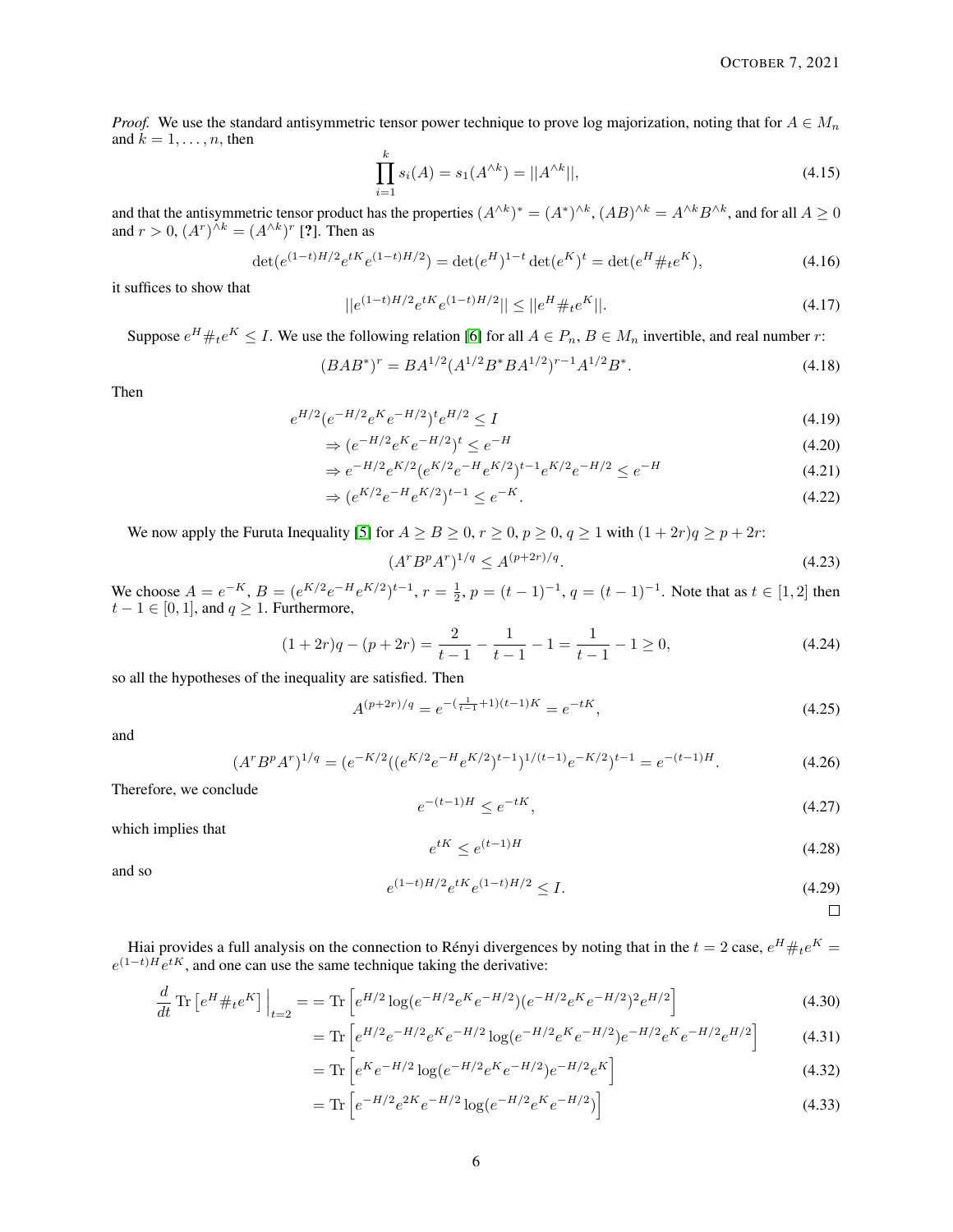*Proof.* We use the standard antisymmetric tensor power technique to prove log majorization, noting that for $A \in M_n$ and $k = 1, \ldots, n$, then

$$\prod_{i=1}^{k} s_i(A) = s_1(A^{\wedge k}) = ||A^{\wedge k}||, \tag{4.15}$$

and that the antisymmetric tensor product has the properties $(A^{\wedge k})^* = (A^*)^{\wedge k}$, $(AB)^{\wedge k} = A^{\wedge k}B^{\wedge k}$, and for all $A \geq 0$ and $r > 0$, $(A^r)^{\wedge k} = (A^{\wedge k})^r$ [?]. Then as

$$\det(e^{(1-t)H/2}e^{tK}e^{(1-t)H/2}) = \det(e^H)^{1-t}\det(e^K)^t = \det(e^H \#_t e^K), \tag{4.16}$$

it suffices to show that

$$||e^{(1-t)H/2}e^{tK}e^{(1-t)H/2}|| \leq ||e^H \#_t e^K||. \tag{4.17}$$

Suppose $e^H \#_t e^K \leq I$. We use the following relation [6] for all $A \in P_n$, $B \in M_n$ invertible, and real number $r$:

$$(BAB^*)^r = BA^{1/2}(A^{1/2}B^*BA^{1/2})^{r-1}A^{1/2}B^*. \tag{4.18}$$

Then

$$e^{H/2}(e^{-H/2}e^Ke^{-H/2})^te^{H/2} \leq I \tag{4.19}$$

$$\Rightarrow (e^{-H/2}e^Ke^{-H/2})^t \leq e^{-H} \tag{4.20}$$

$$\Rightarrow e^{-H/2}e^{K/2}(e^{K/2}e^{-H}e^{K/2})^{t-1}e^{K/2}e^{-H/2} \leq e^{-H} \tag{4.21}$$

$$\Rightarrow (e^{K/2}e^{-H}e^{K/2})^{t-1} \leq e^{-K}. \tag{4.22}$$

We now apply the Furuta Inequality [5] for $A \geq B \geq 0$, $r \geq 0$, $p \geq 0$, $q \geq 1$ with $(1 + 2r)q \geq p + 2r$:

$$(A^rB^pA^r)^{1/q} \leq A^{(p+2r)/q}. \tag{4.23}$$

We choose $A = e^{-K}$, $B = (e^{K/2}e^{-H}e^{K/2})^{t-1}$, $r = \frac{1}{2}$, $p = (t-1)^{-1}$, $q = (t-1)^{-1}$. Note that as $t \in [1, 2]$ then $t - 1 \in [0, 1]$, and $q \geq 1$. Furthermore,

$$(1 + 2r)q - (p + 2r) = \frac{2}{t-1} - \frac{1}{t-1} - 1 = \frac{1}{t-1} - 1 \geq 0, \tag{4.24}$$

so all the hypotheses of the inequality are satisfied. Then

$$A^{(p+2r)/q} = e^{-(\frac{1}{t-1}+1)(t-1)K} = e^{-tK}, \tag{4.25}$$

and

$$(A^rB^pA^r)^{1/q} = (e^{-K/2}((e^{K/2}e^{-H}e^{K/2})^{t-1})^{1/(t-1)}e^{-K/2})^{t-1} = e^{-(t-1)H}. \tag{4.26}$$

Therefore, we conclude

$$e^{-(t-1)H} \leq e^{-tK}, \tag{4.27}$$

which implies that

$$e^{tK} \leq e^{(t-1)H} \tag{4.28}$$

and so

$$e^{(1-t)H/2}e^{tK}e^{(1-t)H/2} \leq I. \tag{4.29}$$

□

Hiai provides a full analysis on the connection to Rényi divergences by noting that in the $t = 2$ case, $e^H \#_t e^K = e^{(1-t)H}e^{tK}$, and one can use the same technique taking the derivative:

$$\frac{d}{dt}\operatorname{Tr}\left[e^H \#_t e^K\right]\Big|_{t=2} = = \operatorname{Tr}\left[e^{H/2}\log(e^{-H/2}e^Ke^{-H/2})(e^{-H/2}e^Ke^{-H/2})^2e^{H/2}\right] \tag{4.30}$$

$$= \operatorname{Tr}\left[e^{H/2}e^{-H/2}e^Ke^{-H/2}\log(e^{-H/2}e^Ke^{-H/2})e^{-H/2}e^Ke^{-H/2}e^{H/2}\right] \tag{4.31}$$

$$= \operatorname{Tr}\left[e^Ke^{-H/2}\log(e^{-H/2}e^Ke^{-H/2})e^{-H/2}e^K\right] \tag{4.32}$$

$$= \operatorname{Tr}\left[e^{-H/2}e^{2K}e^{-H/2}\log(e^{-H/2}e^Ke^{-H/2})\right] \tag{4.33}$$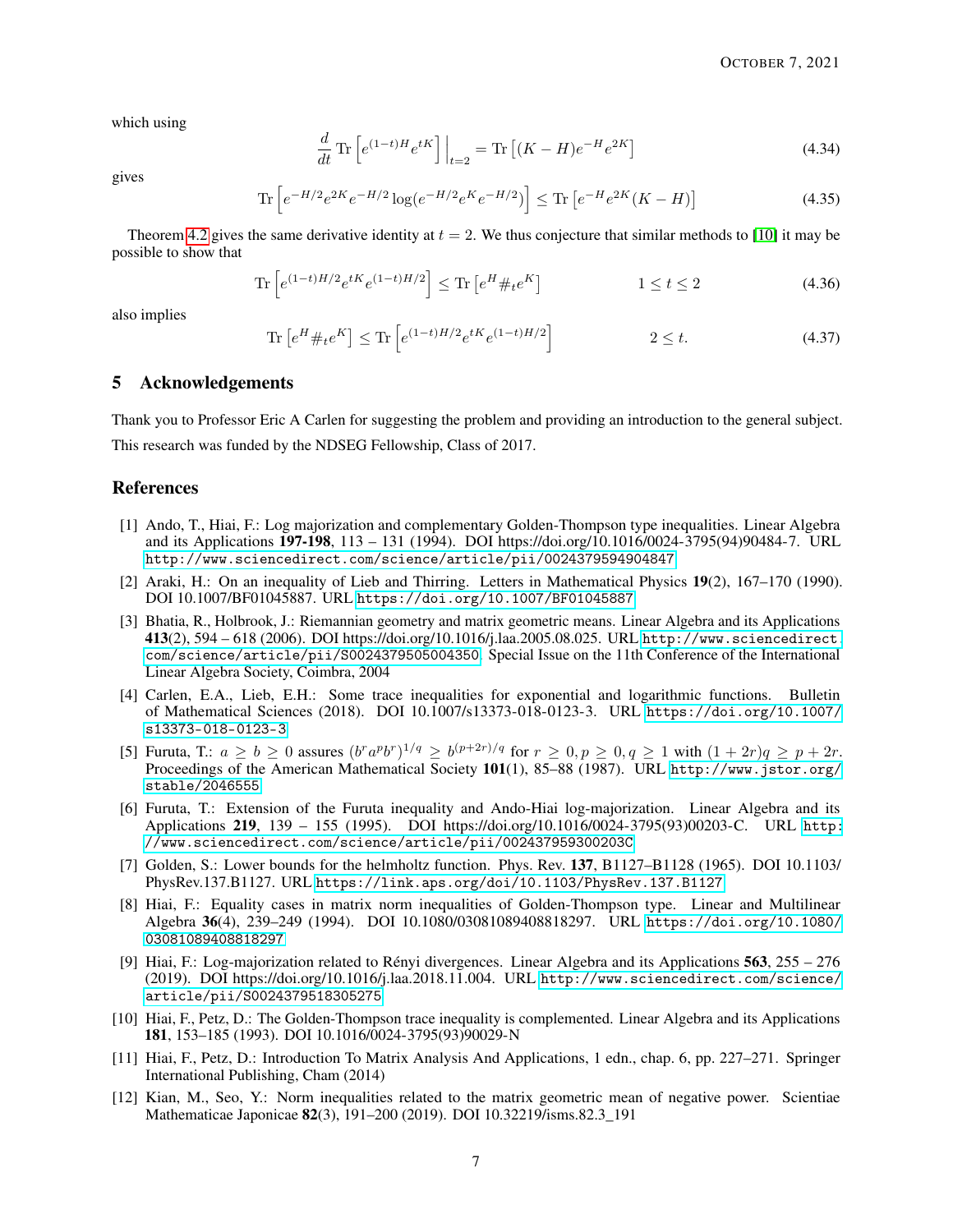which using

$$\frac{d}{dt}\operatorname{Tr}\left[e^{(1-t)H}e^{tK}\right]\Big|_{t=2} = \operatorname{Tr}\left[(K-H)e^{-H}e^{2K}\right] \tag{4.34}$$

gives

$$\operatorname{Tr}\left[e^{-H/2}e^{2K}e^{-H/2}\log(e^{-H/2}e^{K}e^{-H/2})\right] \leq \operatorname{Tr}\left[e^{-H}e^{2K}(K-H)\right] \tag{4.35}$$

Theorem 4.2 gives the same derivative identity at $t = 2$. We thus conjecture that similar methods to [10] it may be possible to show that

$$\operatorname{Tr}\left[e^{(1-t)H/2}e^{tK}e^{(1-t)H/2}\right] \leq \operatorname{Tr}\left[e^{H}\#_t e^{K}\right] \qquad\qquad 1 \leq t \leq 2 \tag{4.36}$$

also implies

$$\operatorname{Tr}\left[e^{H}\#_t e^{K}\right] \leq \operatorname{Tr}\left[e^{(1-t)H/2}e^{tK}e^{(1-t)H/2}\right] \qquad\qquad 2 \leq t. \tag{4.37}$$

## 5 Acknowledgements

Thank you to Professor Eric A Carlen for suggesting the problem and providing an introduction to the general subject. This research was funded by the NDSEG Fellowship, Class of 2017.

## References

[1] Ando, T., Hiai, F.: Log majorization and complementary Golden-Thompson type inequalities. Linear Algebra and its Applications **197-198**, 113 – 131 (1994). DOI https://doi.org/10.1016/0024-3795(94)90484-7. URL http://www.sciencedirect.com/science/article/pii/0024379594904847

[2] Araki, H.: On an inequality of Lieb and Thirring. Letters in Mathematical Physics **19**(2), 167–170 (1990). DOI 10.1007/BF01045887. URL https://doi.org/10.1007/BF01045887

[3] Bhatia, R., Holbrook, J.: Riemannian geometry and matrix geometric means. Linear Algebra and its Applications **413**(2), 594 – 618 (2006). DOI https://doi.org/10.1016/j.laa.2005.08.025. URL http://www.sciencedirect.com/science/article/pii/S0024379505004350. Special Issue on the 11th Conference of the International Linear Algebra Society, Coimbra, 2004

[4] Carlen, E.A., Lieb, E.H.: Some trace inequalities for exponential and logarithmic functions. Bulletin of Mathematical Sciences (2018). DOI 10.1007/s13373-018-0123-3. URL https://doi.org/10.1007/s13373-018-0123-3

[5] Furuta, T.: $a \geq b \geq 0$ assures $(b^r a^p b^r)^{1/q} \geq b^{(p+2r)/q}$ for $r \geq 0, p \geq 0, q \geq 1$ with $(1+2r)q \geq p+2r$. Proceedings of the American Mathematical Society **101**(1), 85–88 (1987). URL http://www.jstor.org/stable/2046555

[6] Furuta, T.: Extension of the Furuta inequality and Ando-Hiai log-majorization. Linear Algebra and its Applications **219**, 139 – 155 (1995). DOI https://doi.org/10.1016/0024-3795(93)00203-C. URL http://www.sciencedirect.com/science/article/pii/002437959300203C

[7] Golden, S.: Lower bounds for the helmholtz function. Phys. Rev. **137**, B1127–B1128 (1965). DOI 10.1103/PhysRev.137.B1127. URL https://link.aps.org/doi/10.1103/PhysRev.137.B1127

[8] Hiai, F.: Equality cases in matrix norm inequalities of Golden-Thompson type. Linear and Multilinear Algebra **36**(4), 239–249 (1994). DOI 10.1080/03081089408818297. URL https://doi.org/10.1080/03081089408818297

[9] Hiai, F.: Log-majorization related to Rényi divergences. Linear Algebra and its Applications **563**, 255 – 276 (2019). DOI https://doi.org/10.1016/j.laa.2018.11.004. URL http://www.sciencedirect.com/science/article/pii/S0024379518305275

[10] Hiai, F., Petz, D.: The Golden-Thompson trace inequality is complemented. Linear Algebra and its Applications **181**, 153–185 (1993). DOI 10.1016/0024-3795(93)90029-N

[11] Hiai, F., Petz, D.: Introduction To Matrix Analysis And Applications, 1 edn., chap. 6, pp. 227–271. Springer International Publishing, Cham (2014)

[12] Kian, M., Seo, Y.: Norm inequalities related to the matrix geometric mean of negative power. Scientiae Mathematicae Japonicae **82**(3), 191–200 (2019). DOI 10.32219/isms.82.3_191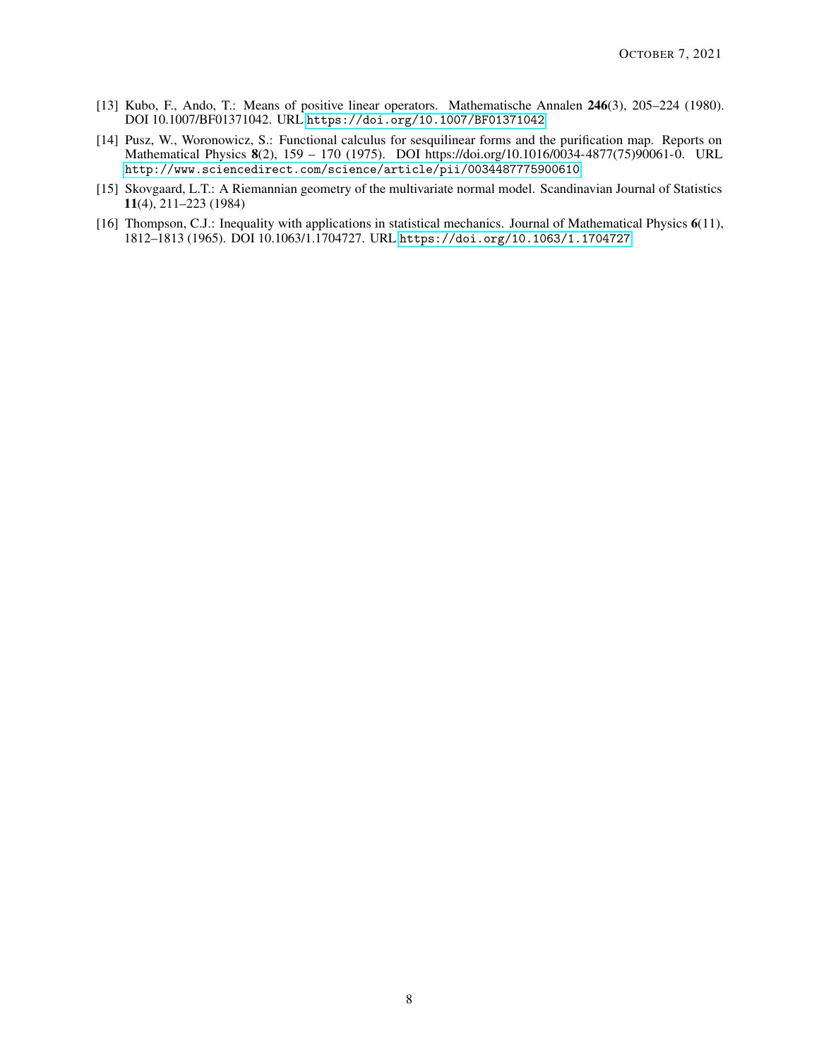[13] Kubo, F., Ando, T.: Means of positive linear operators. Mathematische Annalen **246**(3), 205–224 (1980). DOI 10.1007/BF01371042. URL https://doi.org/10.1007/BF01371042

[14] Pusz, W., Woronowicz, S.: Functional calculus for sesquilinear forms and the purification map. Reports on Mathematical Physics **8**(2), 159 – 170 (1975). DOI https://doi.org/10.1016/0034-4877(75)90061-0. URL http://www.sciencedirect.com/science/article/pii/0034487775900610

[15] Skovgaard, L.T.: A Riemannian geometry of the multivariate normal model. Scandinavian Journal of Statistics **11**(4), 211–223 (1984)

[16] Thompson, C.J.: Inequality with applications in statistical mechanics. Journal of Mathematical Physics **6**(11), 1812–1813 (1965). DOI 10.1063/1.1704727. URL https://doi.org/10.1063/1.1704727